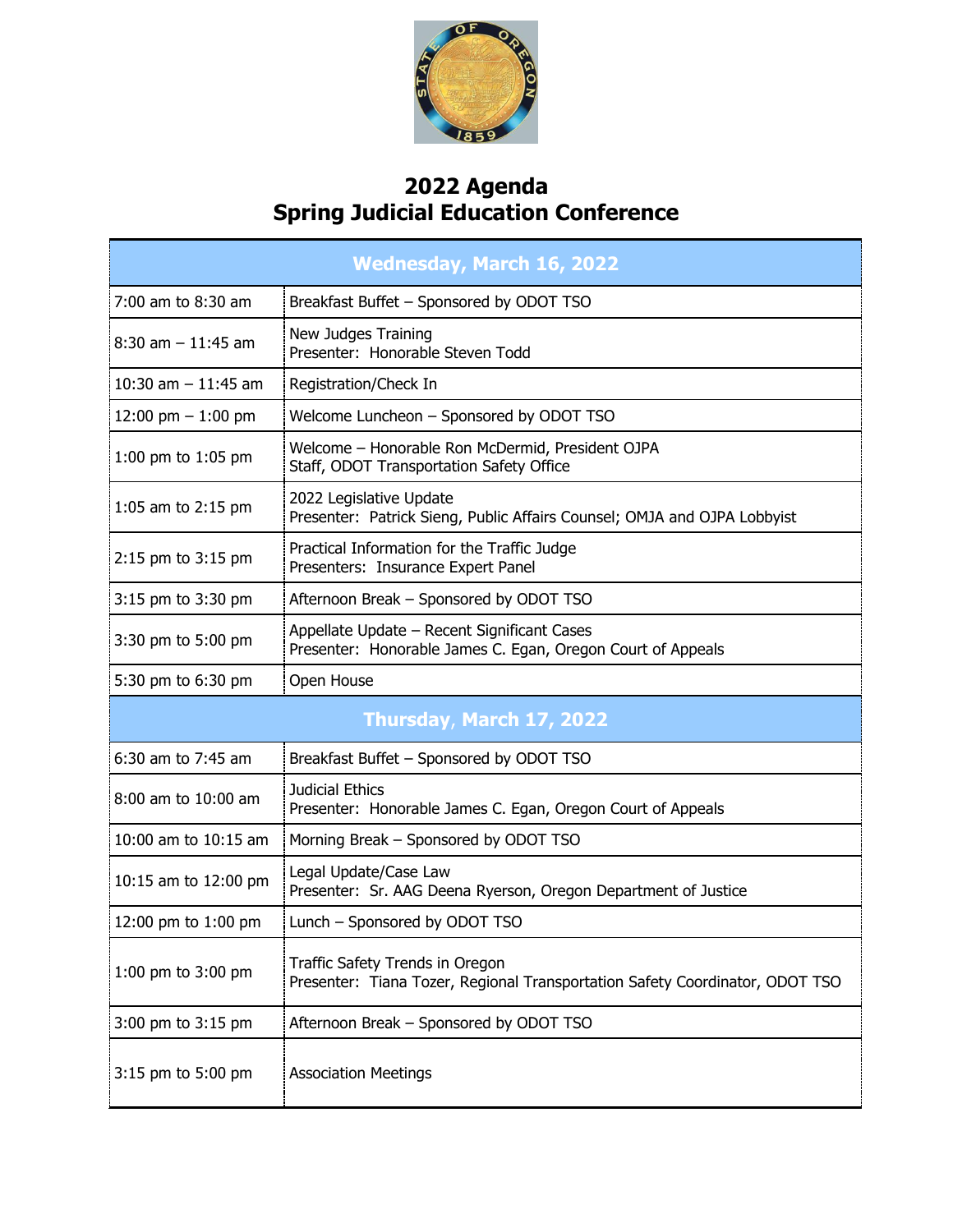# 2022 Agenda
# Spring Judicial Education Conference

| Wednesday, March 16, 2022 | |
|---|---|
| 7:00 am to 8:30 am | Breakfast Buffet – Sponsored by ODOT TSO |
| 8:30 am – 11:45 am | New Judges Training<br>Presenter: Honorable Steven Todd |
| 10:30 am – 11:45 am | Registration/Check In |
| 12:00 pm – 1:00 pm | Welcome Luncheon – Sponsored by ODOT TSO |
| 1:00 pm to 1:05 pm | Welcome – Honorable Ron McDermid, President OJPA<br>Staff, ODOT Transportation Safety Office |
| 1:05 am to 2:15 pm | 2022 Legislative Update<br>Presenter: Patrick Sieng, Public Affairs Counsel; OMJA and OJPA Lobbyist |
| 2:15 pm to 3:15 pm | Practical Information for the Traffic Judge<br>Presenters: Insurance Expert Panel |
| 3:15 pm to 3:30 pm | Afternoon Break – Sponsored by ODOT TSO |
| 3:30 pm to 5:00 pm | Appellate Update – Recent Significant Cases<br>Presenter: Honorable James C. Egan, Oregon Court of Appeals |
| 5:30 pm to 6:30 pm | Open House |
| **Thursday, March 17, 2022** | |
| 6:30 am to 7:45 am | Breakfast Buffet – Sponsored by ODOT TSO |
| 8:00 am to 10:00 am | Judicial Ethics<br>Presenter: Honorable James C. Egan, Oregon Court of Appeals |
| 10:00 am to 10:15 am | Morning Break – Sponsored by ODOT TSO |
| 10:15 am to 12:00 pm | Legal Update/Case Law<br>Presenter: Sr. AAG Deena Ryerson, Oregon Department of Justice |
| 12:00 pm to 1:00 pm | Lunch – Sponsored by ODOT TSO |
| 1:00 pm to 3:00 pm | Traffic Safety Trends in Oregon<br>Presenter: Tiana Tozer, Regional Transportation Safety Coordinator, ODOT TSO |
| 3:00 pm to 3:15 pm | Afternoon Break – Sponsored by ODOT TSO |
| 3:15 pm to 5:00 pm | Association Meetings |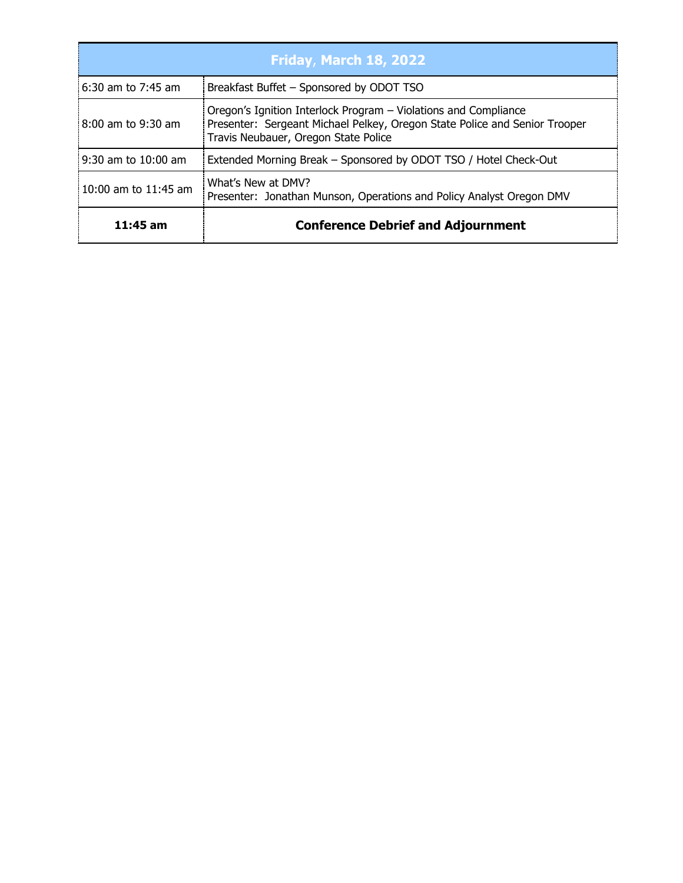| Friday, March 18, 2022 | |
|---|---|
| 6:30 am to 7:45 am | Breakfast Buffet – Sponsored by ODOT TSO |
| 8:00 am to 9:30 am | Oregon's Ignition Interlock Program – Violations and Compliance<br>Presenter: Sergeant Michael Pelkey, Oregon State Police and Senior Trooper Travis Neubauer, Oregon State Police |
| 9:30 am to 10:00 am | Extended Morning Break – Sponsored by ODOT TSO / Hotel Check-Out |
| 10:00 am to 11:45 am | What's New at DMV?<br>Presenter: Jonathan Munson, Operations and Policy Analyst Oregon DMV |
| **11:45 am** | **Conference Debrief and Adjournment** |